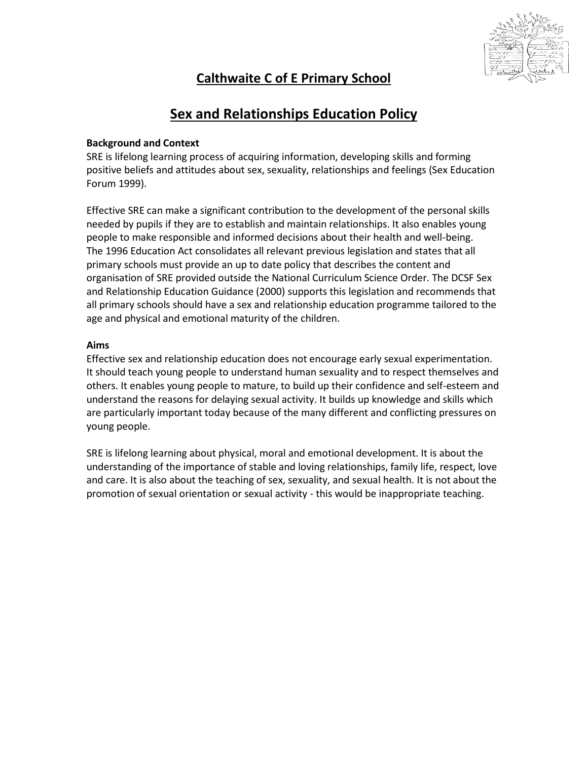# Calthwaite C of E Primary School

## Sex and Relationships Education Policy

**Background and Context**

SRE is lifelong learning process of acquiring information, developing skills and forming positive beliefs and attitudes about sex, sexuality, relationships and feelings (Sex Education Forum 1999).

Effective SRE can make a significant contribution to the development of the personal skills needed by pupils if they are to establish and maintain relationships. It also enables young people to make responsible and informed decisions about their health and well-being. The 1996 Education Act consolidates all relevant previous legislation and states that all primary schools must provide an up to date policy that describes the content and organisation of SRE provided outside the National Curriculum Science Order. The DCSF Sex and Relationship Education Guidance (2000) supports this legislation and recommends that all primary schools should have a sex and relationship education programme tailored to the age and physical and emotional maturity of the children.

**Aims**

Effective sex and relationship education does not encourage early sexual experimentation. It should teach young people to understand human sexuality and to respect themselves and others. It enables young people to mature, to build up their confidence and self-esteem and understand the reasons for delaying sexual activity. It builds up knowledge and skills which are particularly important today because of the many different and conflicting pressures on young people.

SRE is lifelong learning about physical, moral and emotional development. It is about the understanding of the importance of stable and loving relationships, family life, respect, love and care. It is also about the teaching of sex, sexuality, and sexual health. It is not about the promotion of sexual orientation or sexual activity - this would be inappropriate teaching.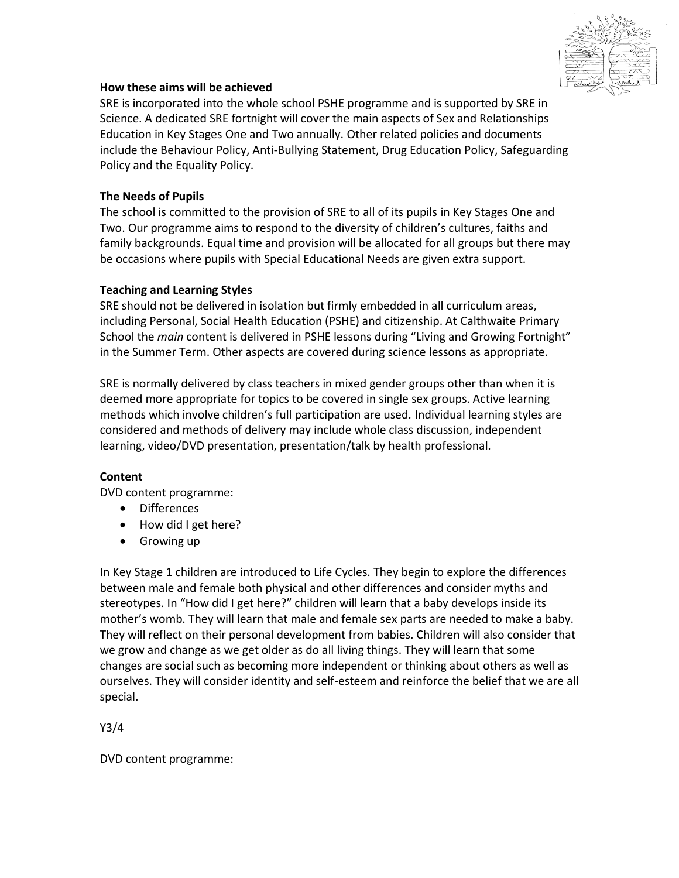**How these aims will be achieved**

SRE is incorporated into the whole school PSHE programme and is supported by SRE in Science. A dedicated SRE fortnight will cover the main aspects of Sex and Relationships Education in Key Stages One and Two annually. Other related policies and documents include the Behaviour Policy, Anti-Bullying Statement, Drug Education Policy, Safeguarding Policy and the Equality Policy.

**The Needs of Pupils**

The school is committed to the provision of SRE to all of its pupils in Key Stages One and Two. Our programme aims to respond to the diversity of children's cultures, faiths and family backgrounds. Equal time and provision will be allocated for all groups but there may be occasions where pupils with Special Educational Needs are given extra support.

**Teaching and Learning Styles**

SRE should not be delivered in isolation but firmly embedded in all curriculum areas, including Personal, Social Health Education (PSHE) and citizenship. At Calthwaite Primary School the *main* content is delivered in PSHE lessons during "Living and Growing Fortnight" in the Summer Term. Other aspects are covered during science lessons as appropriate.

SRE is normally delivered by class teachers in mixed gender groups other than when it is deemed more appropriate for topics to be covered in single sex groups. Active learning methods which involve children's full participation are used. Individual learning styles are considered and methods of delivery may include whole class discussion, independent learning, video/DVD presentation, presentation/talk by health professional.

**Content**

DVD content programme:

- Differences
- How did I get here?
- Growing up

In Key Stage 1 children are introduced to Life Cycles. They begin to explore the differences between male and female both physical and other differences and consider myths and stereotypes. In "How did I get here?" children will learn that a baby develops inside its mother's womb. They will learn that male and female sex parts are needed to make a baby. They will reflect on their personal development from babies. Children will also consider that we grow and change as we get older as do all living things. They will learn that some changes are social such as becoming more independent or thinking about others as well as ourselves. They will consider identity and self-esteem and reinforce the belief that we are all special.

Y3/4

DVD content programme: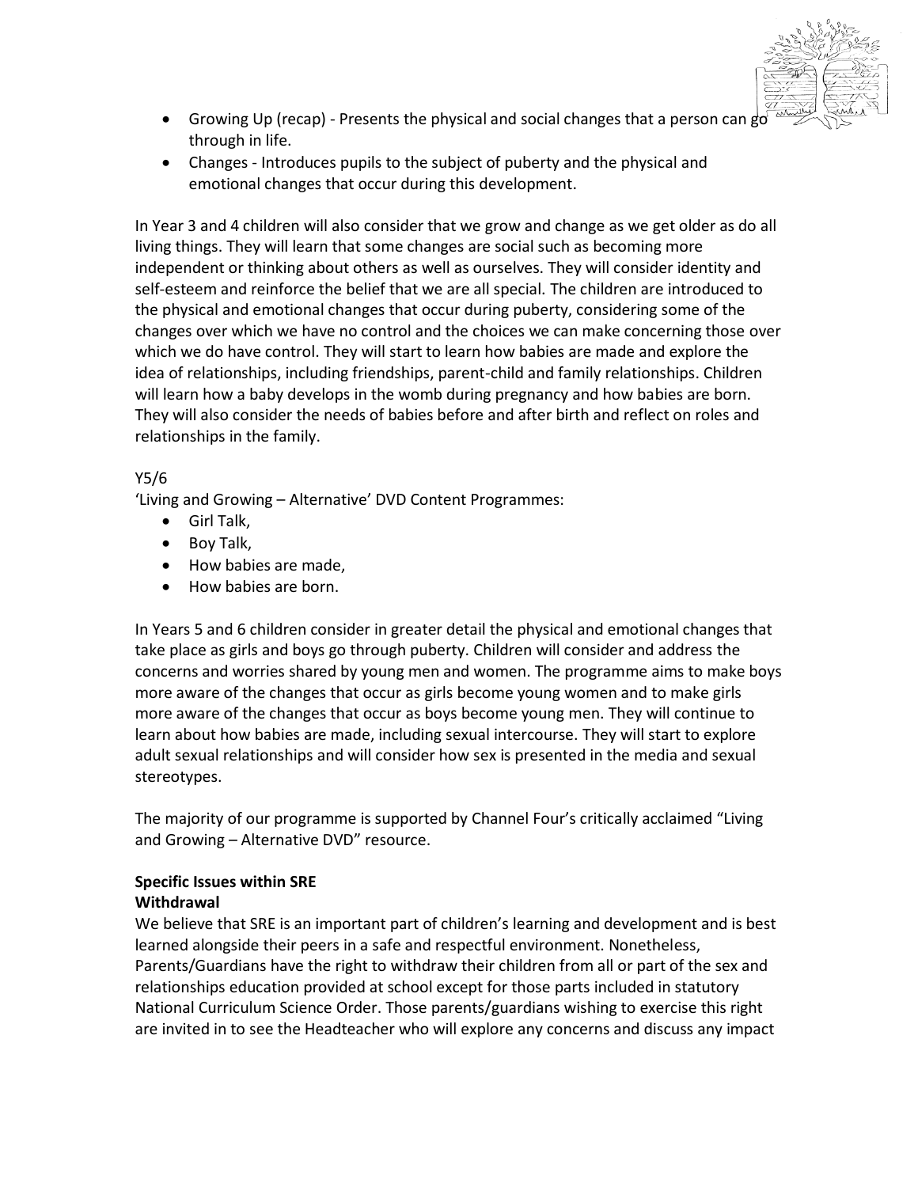- Growing Up (recap) - Presents the physical and social changes that a person can go through in life.
- Changes - Introduces pupils to the subject of puberty and the physical and emotional changes that occur during this development.

In Year 3 and 4 children will also consider that we grow and change as we get older as do all living things. They will learn that some changes are social such as becoming more independent or thinking about others as well as ourselves. They will consider identity and self-esteem and reinforce the belief that we are all special. The children are introduced to the physical and emotional changes that occur during puberty, considering some of the changes over which we have no control and the choices we can make concerning those over which we do have control. They will start to learn how babies are made and explore the idea of relationships, including friendships, parent-child and family relationships. Children will learn how a baby develops in the womb during pregnancy and how babies are born. They will also consider the needs of babies before and after birth and reflect on roles and relationships in the family.

Y5/6

'Living and Growing – Alternative' DVD Content Programmes:

- Girl Talk,
- Boy Talk,
- How babies are made,
- How babies are born.

In Years 5 and 6 children consider in greater detail the physical and emotional changes that take place as girls and boys go through puberty. Children will consider and address the concerns and worries shared by young men and women. The programme aims to make boys more aware of the changes that occur as girls become young women and to make girls more aware of the changes that occur as boys become young men. They will continue to learn about how babies are made, including sexual intercourse. They will start to explore adult sexual relationships and will consider how sex is presented in the media and sexual stereotypes.

The majority of our programme is supported by Channel Four's critically acclaimed "Living and Growing – Alternative DVD" resource.

**Specific Issues within SRE**

**Withdrawal**

We believe that SRE is an important part of children's learning and development and is best learned alongside their peers in a safe and respectful environment. Nonetheless, Parents/Guardians have the right to withdraw their children from all or part of the sex and relationships education provided at school except for those parts included in statutory National Curriculum Science Order. Those parents/guardians wishing to exercise this right are invited in to see the Headteacher who will explore any concerns and discuss any impact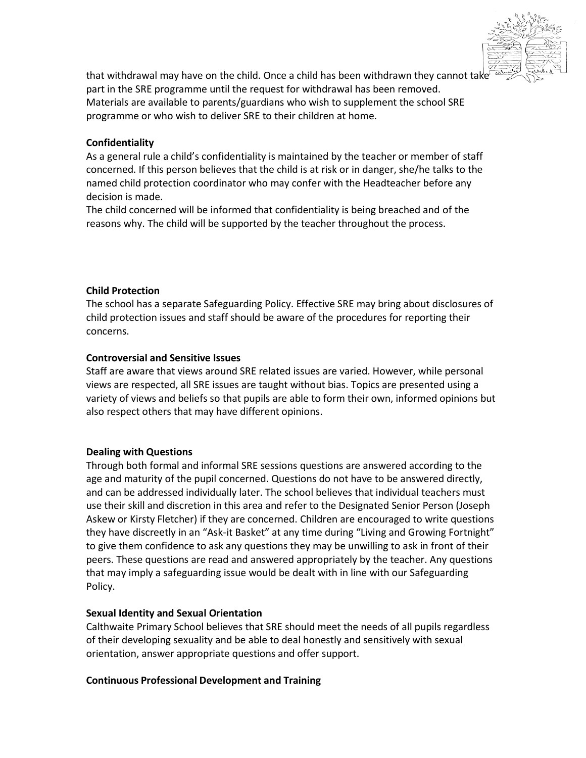that withdrawal may have on the child. Once a child has been withdrawn they cannot take part in the SRE programme until the request for withdrawal has been removed. Materials are available to parents/guardians who wish to supplement the school SRE programme or who wish to deliver SRE to their children at home.

**Confidentiality**

As a general rule a child's confidentiality is maintained by the teacher or member of staff concerned. If this person believes that the child is at risk or in danger, she/he talks to the named child protection coordinator who may confer with the Headteacher before any decision is made.

The child concerned will be informed that confidentiality is being breached and of the reasons why. The child will be supported by the teacher throughout the process.

**Child Protection**

The school has a separate Safeguarding Policy. Effective SRE may bring about disclosures of child protection issues and staff should be aware of the procedures for reporting their concerns.

**Controversial and Sensitive Issues**

Staff are aware that views around SRE related issues are varied. However, while personal views are respected, all SRE issues are taught without bias. Topics are presented using a variety of views and beliefs so that pupils are able to form their own, informed opinions but also respect others that may have different opinions.

**Dealing with Questions**

Through both formal and informal SRE sessions questions are answered according to the age and maturity of the pupil concerned. Questions do not have to be answered directly, and can be addressed individually later. The school believes that individual teachers must use their skill and discretion in this area and refer to the Designated Senior Person (Joseph Askew or Kirsty Fletcher) if they are concerned. Children are encouraged to write questions they have discreetly in an "Ask-it Basket" at any time during "Living and Growing Fortnight" to give them confidence to ask any questions they may be unwilling to ask in front of their peers. These questions are read and answered appropriately by the teacher. Any questions that may imply a safeguarding issue would be dealt with in line with our Safeguarding Policy.

**Sexual Identity and Sexual Orientation**

Calthwaite Primary School believes that SRE should meet the needs of all pupils regardless of their developing sexuality and be able to deal honestly and sensitively with sexual orientation, answer appropriate questions and offer support.

**Continuous Professional Development and Training**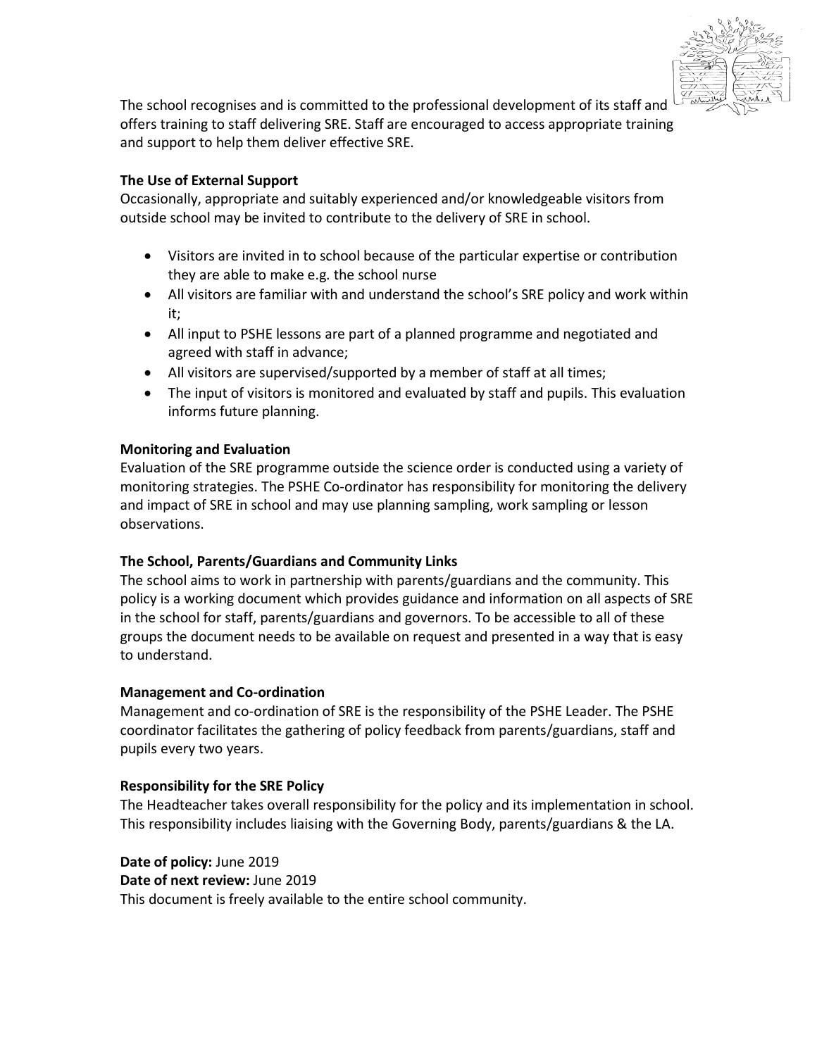The school recognises and is committed to the professional development of its staff and offers training to staff delivering SRE. Staff are encouraged to access appropriate training and support to help them deliver effective SRE.

**The Use of External Support**

Occasionally, appropriate and suitably experienced and/or knowledgeable visitors from outside school may be invited to contribute to the delivery of SRE in school.

- Visitors are invited in to school because of the particular expertise or contribution they are able to make e.g. the school nurse
- All visitors are familiar with and understand the school's SRE policy and work within it;
- All input to PSHE lessons are part of a planned programme and negotiated and agreed with staff in advance;
- All visitors are supervised/supported by a member of staff at all times;
- The input of visitors is monitored and evaluated by staff and pupils. This evaluation informs future planning.

**Monitoring and Evaluation**

Evaluation of the SRE programme outside the science order is conducted using a variety of monitoring strategies. The PSHE Co-ordinator has responsibility for monitoring the delivery and impact of SRE in school and may use planning sampling, work sampling or lesson observations.

**The School, Parents/Guardians and Community Links**

The school aims to work in partnership with parents/guardians and the community. This policy is a working document which provides guidance and information on all aspects of SRE in the school for staff, parents/guardians and governors. To be accessible to all of these groups the document needs to be available on request and presented in a way that is easy to understand.

**Management and Co-ordination**

Management and co-ordination of SRE is the responsibility of the PSHE Leader. The PSHE coordinator facilitates the gathering of policy feedback from parents/guardians, staff and pupils every two years.

**Responsibility for the SRE Policy**

The Headteacher takes overall responsibility for the policy and its implementation in school. This responsibility includes liaising with the Governing Body, parents/guardians & the LA.

**Date of policy:** June 2019
**Date of next review:** June 2019
This document is freely available to the entire school community.